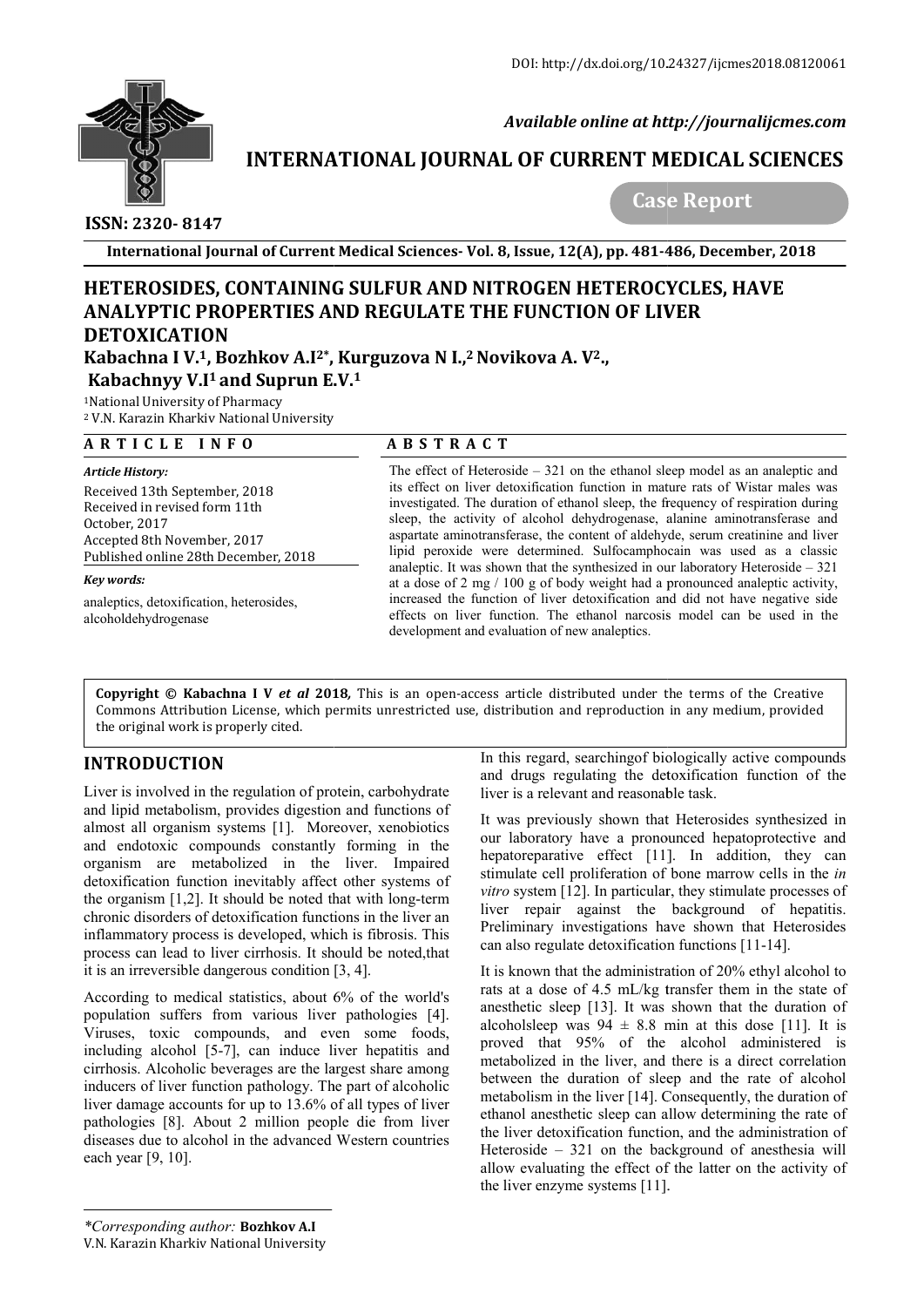DOI: http://dx.doi.org/10.24327/ijcmes2018.08120061

*Available online at http://journalijcmes.com*

**INTERNATIONAL JOURNAL OF CURRENT MEDICAL SCIENCES**

**Case Report**

**ISSN: 2320- 8147**

**International Journal of Current Medical Sciences- Vol. 8, Issue, 12(A), pp. 481-486, December, 2018**

# HETEROSIDES, CONTAINING SULFUR AND NITROGEN HETEROCYCLES, HAVE ANALYPTIC PROPERTIES AND REGULATE THE FUNCTION OF LIVER DETOXICATION

**Kabachna I V.[1], Bozhkov A.I[2*], Kurguzova N I.,[2] Novikova A. V[2]., Kabachnyy V.I[1] and Suprun E.V.[1]**

[1]National University of Pharmacy
[2] V.N. Karazin Kharkiv National University

**ARTICLE INFO**

*Article History:*

Received 13th September, 2018
Received in revised form 11th October, 2017
Accepted 8th November, 2017
Published online 28th December, 2018

*Key words:*

analeptics, detoxification, heterosides, alcoholdehydrogenase

**ABSTRACT**

The effect of Heteroside – 321 on the ethanol sleep model as an analeptic and its effect on liver detoxification function in mature rats of Wistar males was investigated. The duration of ethanol sleep, the frequency of respiration during sleep, the activity of alcohol dehydrogenase, alanine aminotransferase and aspartate aminotransferase, the content of aldehyde, serum creatinine and liver lipid peroxide were determined. Sulfocamphocain was used as a classic analeptic. It was shown that the synthesized in our laboratory Heteroside – 321 at a dose of 2 mg / 100 g of body weight had a pronounced analeptic activity, increased the function of liver detoxification and did not have negative side effects on liver function. The ethanol narcosis model can be used in the development and evaluation of new analeptics.

**Copyright © Kabachna I V *et al* 2018**, This is an open-access article distributed under the terms of the Creative Commons Attribution License, which permits unrestricted use, distribution and reproduction in any medium, provided the original work is properly cited.

## INTRODUCTION

Liver is involved in the regulation of protein, carbohydrate and lipid metabolism, provides digestion and functions of almost all organism systems [1]. Moreover, xenobiotics and endotoxic compounds constantly forming in the organism are metabolized in the liver. Impaired detoxification function inevitably affect other systems of the organism [1,2]. It should be noted that with long-term chronic disorders of detoxification functions in the liver an inflammatory process is developed, which is fibrosis. This process can lead to liver cirrhosis. It should be noted,that it is an irreversible dangerous condition [3, 4].

According to medical statistics, about 6% of the world's population suffers from various liver pathologies [4]. Viruses, toxic compounds, and even some foods, including alcohol [5-7], can induce liver hepatitis and cirrhosis. Alcoholic beverages are the largest share among inducers of liver function pathology. The part of alcoholic liver damage accounts for up to 13.6% of all types of liver pathologies [8]. About 2 million people die from liver diseases due to alcohol in the advanced Western countries each year [9, 10].

In this regard, searchingof biologically active compounds and drugs regulating the detoxification function of the liver is a relevant and reasonable task.

It was previously shown that Heterosides synthesized in our laboratory have a pronounced hepatoprotective and hepatoreparative effect [11]. In addition, they can stimulate cell proliferation of bone marrow cells in the *in vitro* system [12]. In particular, they stimulate processes of liver repair against the background of hepatitis. Preliminary investigations have shown that Heterosides can also regulate detoxification functions [11-14].

It is known that the administration of 20% ethyl alcohol to rats at a dose of 4.5 mL/kg transfer them in the state of anesthetic sleep [13]. It was shown that the duration of alcoholsleep was $94 \pm 8.8$ min at this dose [11]. It is proved that 95% of the alcohol administered is metabolized in the liver, and there is a direct correlation between the duration of sleep and the rate of alcohol metabolism in the liver [14]. Consequently, the duration of ethanol anesthetic sleep can allow determining the rate of the liver detoxification function, and the administration of Heteroside – 321 on the background of anesthesia will allow evaluating the effect of the latter on the activity of the liver enzyme systems [11].

*\*Corresponding author:* **Bozhkov A.I**
V.N. Karazin Kharkiv National University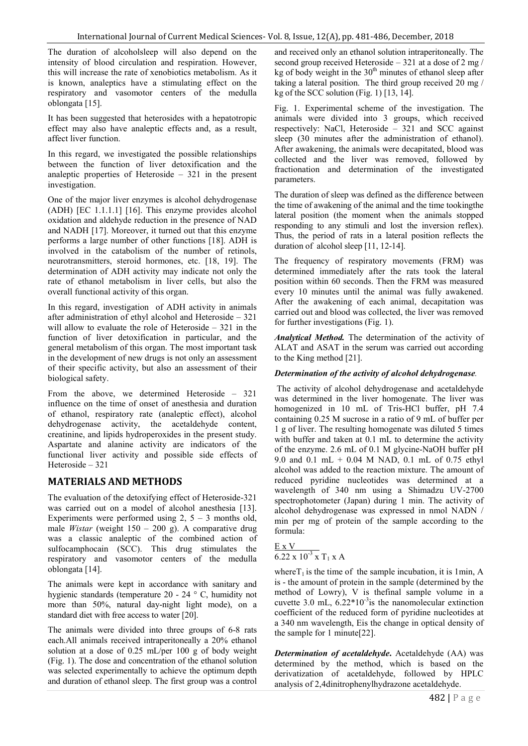The duration of alcoholsleep will also depend on the intensity of blood circulation and respiration. However, this will increase the rate of xenobiotics metabolism. As it is known, analeptics have a stimulating effect on the respiratory and vasomotor centers of the medulla oblongata [15].

It has been suggested that heterosides with a hepatotropic effect may also have analeptic effects and, as a result, affect liver function.

In this regard, we investigated the possible relationships between the function of liver detoxification and the analeptic properties of Heteroside – 321 in the present investigation.

One of the major liver enzymes is alcohol dehydrogenase (ADH) [EC 1.1.1.1] [16]. This enzyme provides alcohol oxidation and aldehyde reduction in the presence of NAD and NADH [17]. Moreover, it turned out that this enzyme performs a large number of other functions [18]. ADH is involved in the catabolism of the number of retinols, neurotransmitters, steroid hormones, etc. [18, 19]. The determination of ADH activity may indicate not only the rate of ethanol metabolism in liver cells, but also the overall functional activity of this organ.

In this regard, investigation of ADH activity in animals after administration of ethyl alcohol and Heteroside – 321 will allow to evaluate the role of Heteroside – 321 in the function of liver detoxification in particular, and the general metabolism of this organ. The most important task in the development of new drugs is not only an assessment of their specific activity, but also an assessment of their biological safety.

From the above, we determined Heteroside – 321 influence on the time of onset of anesthesia and duration of ethanol, respiratory rate (analeptic effect), alcohol dehydrogenase activity, the acetaldehyde content, creatinine, and lipids hydroperoxides in the present study. Aspartate and alanine activity are indicators of the functional liver activity and possible side effects of Heteroside – 321

## MATERIALS AND METHODS

The evaluation of the detoxifying effect of Heteroside-321 was carried out on a model of alcohol anesthesia [13]. Experiments were performed using 2, 5 – 3 months old, male *Wistar* (weight 150 – 200 g). A comparative drug was a classic analeptic of the combined action of sulfocamphocain (SCC). This drug stimulates the respiratory and vasomotor centers of the medulla oblongata [14].

The animals were kept in accordance with sanitary and hygienic standards (temperature 20 - 24 ° C, humidity not more than 50%, natural day-night light mode), on a standard diet with free access to water [20].

The animals were divided into three groups of 6-8 rats each.All animals received intraperitoneally a 20% ethanol solution at a dose of 0.25 mL/per 100 g of body weight (Fig. 1). The dose and concentration of the ethanol solution was selected experimentally to achieve the optimum depth and duration of ethanol sleep. The first group was a control and received only an ethanol solution intraperitoneally. The second group received Heteroside – 321 at a dose of 2 mg / kg of body weight in the $30^{th}$ minutes of ethanol sleep after taking a lateral position. The third group received 20 mg / kg of the SCC solution (Fig. 1) [13, 14].

Fig. 1. Experimental scheme of the investigation. The animals were divided into 3 groups, which received respectively: NaCl, Heteroside – 321 and SCC against sleep (30 minutes after the administration of ethanol). After awakening, the animals were decapitated, blood was collected and the liver was removed, followed by fractionation and determination of the investigated parameters.

The duration of sleep was defined as the difference between the time of awakening of the animal and the time tookingthe lateral position (the moment when the animals stopped responding to any stimuli and lost the inversion reflex). Thus, the period of rats in a lateral position reflects the duration of alcohol sleep [11, 12-14].

The frequency of respiratory movements (FRM) was determined immediately after the rats took the lateral position within 60 seconds. Then the FRM was measured every 10 minutes until the animal was fully awakened. After the awakening of each animal, decapitation was carried out and blood was collected, the liver was removed for further investigations (Fig. 1).

***Analytical Method.*** The determination of the activity of ALAT and ASAT in the serum was carried out according to the King method [21].

***Determination of the activity of alcohol dehydrogenase.***

The activity of alcohol dehydrogenase and acetaldehyde was determined in the liver homogenate. The liver was homogenized in 10 mL of Tris-HCl buffer, pH 7.4 containing 0.25 M sucrose in a ratio of 9 mL of buffer per 1 g of liver. The resulting homogenate was diluted 5 times with buffer and taken at 0.1 mL to determine the activity of the enzyme. 2.6 mL of 0.1 M glycine-NaOH buffer pH 9.0 and 0.1 mL + 0.04 M NAD, 0.1 mL of 0.75 ethyl alcohol was added to the reaction mixture. The amount of reduced pyridine nucleotides was determined at a wavelength of 340 nm using a Shimadzu UV-2700 spectrophotometer (Japan) during 1 min. The activity of alcohol dehydrogenase was expressed in nmol NADN / min per mg of protein of the sample according to the formula:

$$\frac{E \times V}{6.22 \times 10^{-3} \times T_1 \times A}$$

where$T_1$ is the time of the sample incubation, it is 1min, A is - the amount of protein in the sample (determined by the method of Lowry), V is thefinal sample volume in a cuvette 3.0 mL, $6.22 * 10^{-3}$is the nanomolecular extinction coefficient of the reduced form of pyridine nucleotides at a 340 nm wavelength, Eis the change in optical density of the sample for 1 minute[22].

***Determination of acetaldehyde.*** Acetaldehyde (AA) was determined by the method, which is based on the derivatization of acetaldehyde, followed by HPLC analysis of 2,4dinitrophenylhydrazone acetaldehyde.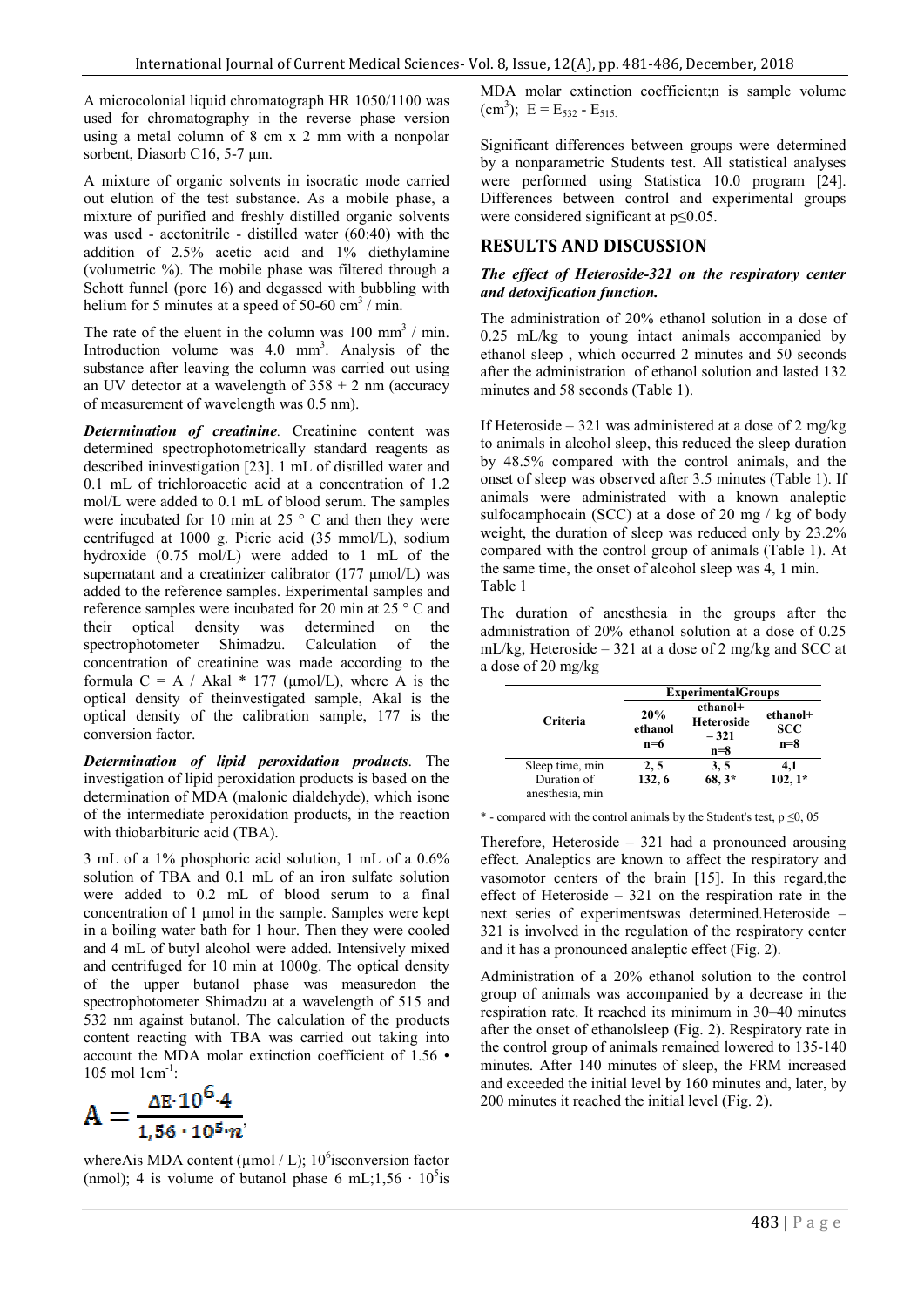A microcolonial liquid chromatograph HR 1050/1100 was used for chromatography in the reverse phase version using a metal column of 8 cm x 2 mm with a nonpolar sorbent, Diasorb C16, 5-7 μm.

A mixture of organic solvents in isocratic mode carried out elution of the test substance. As a mobile phase, a mixture of purified and freshly distilled organic solvents was used - acetonitrile - distilled water (60:40) with the addition of 2.5% acetic acid and 1% diethylamine (volumetric %). The mobile phase was filtered through a Schott funnel (pore 16) and degassed with bubbling with helium for 5 minutes at a speed of 50-60 $cm^3$ / min.

The rate of the eluent in the column was 100 $mm^3$ / min. Introduction volume was 4.0 $mm^3$. Analysis of the substance after leaving the column was carried out using an UV detector at a wavelength of 358 ± 2 nm (accuracy of measurement of wavelength was 0.5 nm).

***Determination of creatinine***. Creatinine content was determined spectrophotometrically standard reagents as described ininvestigation [23]. 1 mL of distilled water and 0.1 mL of trichloroacetic acid at a concentration of 1.2 mol/L were added to 0.1 mL of blood serum. The samples were incubated for 10 min at 25 ° C and then they were centrifuged at 1000 g. Picric acid (35 mmol/L), sodium hydroxide (0.75 mol/L) were added to 1 mL of the supernatant and a creatinizer calibrator (177 μmol/L) was added to the reference samples. Experimental samples and reference samples were incubated for 20 min at 25 ° C and their optical density was determined on the spectrophotometer Shimadzu. Calculation of the concentration of creatinine was made according to the formula C = A / Akal * 177 (μmol/L), where A is the optical density of theinvestigated sample, Akal is the optical density of the calibration sample, 177 is the conversion factor.

***Determination of lipid peroxidation products***. The investigation of lipid peroxidation products is based on the determination of MDA (malonic dialdehyde), which isone of the intermediate peroxidation products, in the reaction with thiobarbituric acid (TBA).

3 mL of a 1% phosphoric acid solution, 1 mL of a 0.6% solution of TBA and 0.1 mL of an iron sulfate solution were added to 0.2 mL of blood serum to a final concentration of 1 μmol in the sample. Samples were kept in a boiling water bath for 1 hour. Then they were cooled and 4 mL of butyl alcohol were added. Intensively mixed and centrifuged for 10 min at 1000g. The optical density of the upper butanol phase was measuredon the spectrophotometer Shimadzu at a wavelength of 515 and 532 nm against butanol. The calculation of the products content reacting with TBA was carried out taking into account the MDA molar extinction coefficient of 1.56 • 105 mol $1cm^{-1}$:

$$A = \frac{\Delta E \cdot 10^6 \cdot 4}{1,56 \cdot 10^5 \cdot n},$$

whereAis MDA content (μmol / L); $10^6$isconversion factor (nmol); 4 is volume of butanol phase 6 mL;$1,56 \cdot 10^5$is MDA molar extinction coefficient;n is sample volume ($cm^3$); $E = E_{532} - E_{515.}$

Significant differences between groups were determined by a nonparametric Students test. All statistical analyses were performed using Statistica 10.0 program [24]. Differences between control and experimental groups were considered significant at p≤0.05.

## RESULTS AND DISCUSSION

***The effect of Heteroside-321 on the respiratory center and detoxification function.***

The administration of 20% ethanol solution in a dose of 0.25 mL/kg to young intact animals accompanied by ethanol sleep , which occurred 2 minutes and 50 seconds after the administration of ethanol solution and lasted 132 minutes and 58 seconds (Table 1).

If Heteroside – 321 was administered at a dose of 2 mg/kg to animals in alcohol sleep, this reduced the sleep duration by 48.5% compared with the control animals, and the onset of sleep was observed after 3.5 minutes (Table 1). If animals were administrated with a known analeptic sulfocamphocain (SCC) at a dose of 20 mg / kg of body weight, the duration of sleep was reduced only by 23.2% compared with the control group of animals (Table 1). At the same time, the onset of alcohol sleep was 4, 1 min.

Table 1

The duration of anesthesia in the groups after the administration of 20% ethanol solution at a dose of 0.25 mL/kg, Heteroside – 321 at a dose of 2 mg/kg and SCC at a dose of 20 mg/kg

| Criteria | ExperimentalGroups | | |
|---|---|---|---|
| | 20% ethanol n=6 | ethanol+ Heteroside – 321 n=8 | ethanol+ SCC n=8 |
| Sleep time, min | **2, 5** | **3, 5** | **4,1** |
| Duration of anesthesia, min | **132, 6** | **68, 3*** | **102, 1*** |

* - compared with the control animals by the Student's test, p ≤0, 05

Therefore, Heteroside – 321 had a pronounced arousing effect. Analeptics are known to affect the respiratory and vasomotor centers of the brain [15]. In this regard,the effect of Heteroside – 321 on the respiration rate in the next series of experimentswas determined.Heteroside – 321 is involved in the regulation of the respiratory center and it has a pronounced analeptic effect (Fig. 2).

Administration of a 20% ethanol solution to the control group of animals was accompanied by a decrease in the respiration rate. It reached its minimum in 30–40 minutes after the onset of ethanolsleep (Fig. 2). Respiratory rate in the control group of animals remained lowered to 135-140 minutes. After 140 minutes of sleep, the FRM increased and exceeded the initial level by 160 minutes and, later, by 200 minutes it reached the initial level (Fig. 2).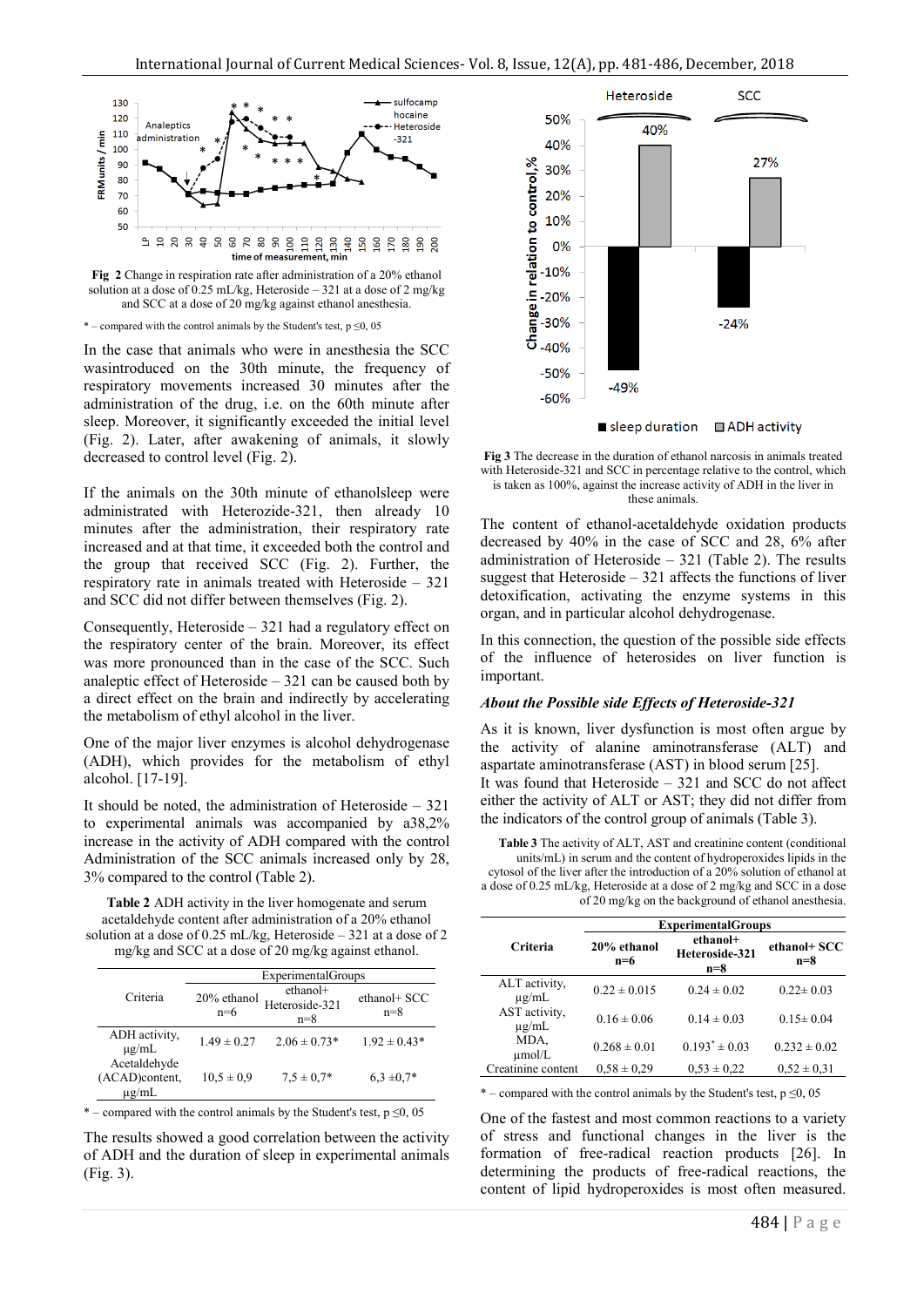**Fig 2** Change in respiration rate after administration of a 20% ethanol solution at a dose of 0.25 mL/kg, Heteroside – 321 at a dose of 2 mg/kg and SCC at a dose of 20 mg/kg against ethanol anesthesia.

* – compared with the control animals by the Student's test, p ≤0, 05

In the case that animals who were in anesthesia the SCC wasintroduced on the 30th minute, the frequency of respiratory movements increased 30 minutes after the administration of the drug, i.e. on the 60th minute after sleep. Moreover, it significantly exceeded the initial level (Fig. 2). Later, after awakening of animals, it slowly decreased to control level (Fig. 2).

If the animals on the 30th minute of ethanolsleep were administrated with Heterozide-321, then already 10 minutes after the administration, their respiratory rate increased and at that time, it exceeded both the control and the group that received SCC (Fig. 2). Further, the respiratory rate in animals treated with Heteroside – 321 and SCC did not differ between themselves (Fig. 2).

Consequently, Heteroside – 321 had a regulatory effect on the respiratory center of the brain. Moreover, its effect was more pronounced than in the case of the SCC. Such analeptic effect of Heteroside – 321 can be caused both by a direct effect on the brain and indirectly by accelerating the metabolism of ethyl alcohol in the liver.

One of the major liver enzymes is alcohol dehydrogenase (ADH), which provides for the metabolism of ethyl alcohol. [17-19].

It should be noted, the administration of Heteroside – 321 to experimental animals was accompanied by a38,2% increase in the activity of ADH compared with the control Administration of the SCC animals increased only by 28, 3% compared to the control (Table 2).

**Table 2** ADH activity in the liver homogenate and serum acetaldehyde content after administration of a 20% ethanol solution at a dose of 0.25 mL/kg, Heteroside – 321 at a dose of 2 mg/kg and SCC at a dose of 20 mg/kg against ethanol.

| Criteria | ExperimentalGroups | | |
|---|---|---|---|
| | 20% ethanol n=6 | ethanol+ Heteroside-321 n=8 | ethanol+ SCC n=8 |
| ADH activity, μg/mL | 1.49 ± 0.27 | 2.06 ± 0.73* | 1.92 ± 0.43* |
| Acetaldehyde (ACAD)content, μg/mL | 10,5 ± 0,9 | 7,5 ± 0,7* | 6,3 ±0,7* |

* – compared with the control animals by the Student's test, p ≤0, 05

The results showed a good correlation between the activity of ADH and the duration of sleep in experimental animals (Fig. 3).

**Fig 3** The decrease in the duration of ethanol narcosis in animals treated with Heteroside-321 and SCC in percentage relative to the control, which is taken as 100%, against the increase activity of ADH in the liver in these animals.

The content of ethanol-acetaldehyde oxidation products decreased by 40% in the case of SCC and 28, 6% after administration of Heteroside – 321 (Table 2). The results suggest that Heteroside – 321 affects the functions of liver detoxification, activating the enzyme systems in this organ, and in particular alcohol dehydrogenase.

In this connection, the question of the possible side effects of the influence of heterosides on liver function is important.

### *About the Possible side Effects of Heteroside-321*

As it is known, liver dysfunction is most often argue by the activity of alanine aminotransferase (ALT) and aspartate aminotransferase (AST) in blood serum [25].

It was found that Heteroside – 321 and SCC do not affect either the activity of ALT or AST; they did not differ from the indicators of the control group of animals (Table 3).

**Table 3** The activity of ALT, AST and creatinine content (conditional units/mL) in serum and the content of hydroperoxides lipids in the cytosol of the liver after the introduction of a 20% solution of ethanol at a dose of 0.25 mL/kg, Heteroside at a dose of 2 mg/kg and SCC in a dose of 20 mg/kg on the background of ethanol anesthesia.

| Criteria | ExperimentalGroups | | |
|---|---|---|---|
| | 20% ethanol n=6 | ethanol+ Heteroside-321 n=8 | ethanol+ SCC n=8 |
| ALT activity, μg/mL | 0.22 ± 0.015 | 0.24 ± 0.02 | 0.22± 0.03 |
| AST activity, μg/mL | 0.16 ± 0.06 | 0.14 ± 0.03 | 0.15± 0.04 |
| MDA, μmol/L | 0.268 ± 0.01 | 0.193* ± 0.03 | 0.232 ± 0.02 |
| Creatinine content | 0,58 ± 0,29 | 0,53 ± 0,22 | 0,52 ± 0,31 |

* – compared with the control animals by the Student's test, p ≤0, 05

One of the fastest and most common reactions to a variety of stress and functional changes in the liver is the formation of free-radical reaction products [26]. In determining the products of free-radical reactions, the content of lipid hydroperoxides is most often measured.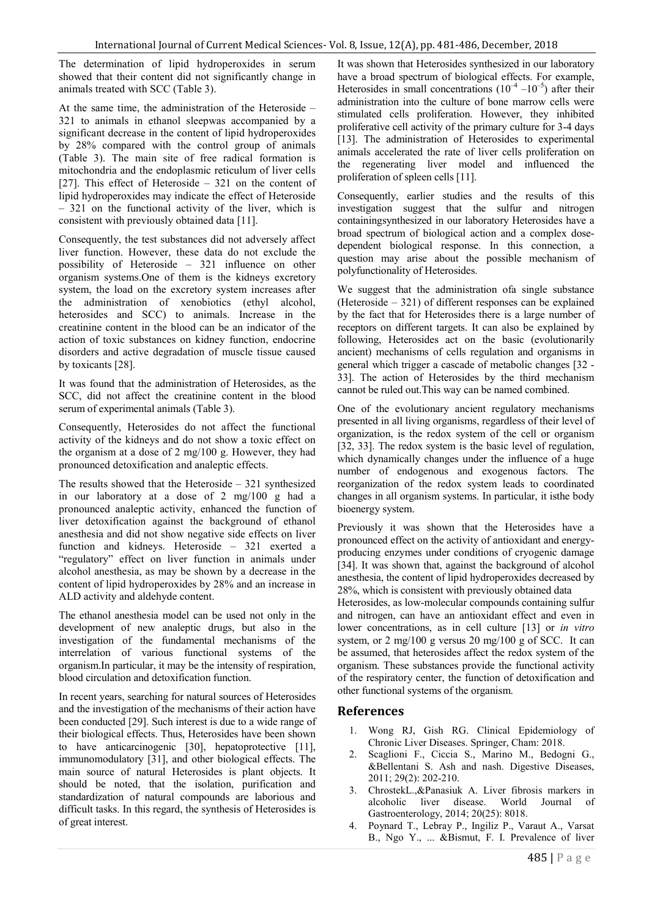The determination of lipid hydroperoxides in serum showed that their content did not significantly change in animals treated with SCC (Table 3).

At the same time, the administration of the Heteroside – 321 to animals in ethanol sleepwas accompanied by a significant decrease in the content of lipid hydroperoxides by 28% compared with the control group of animals (Table 3). The main site of free radical formation is mitochondria and the endoplasmic reticulum of liver cells [27]. This effect of Heteroside – 321 on the content of lipid hydroperoxides may indicate the effect of Heteroside – 321 on the functional activity of the liver, which is consistent with previously obtained data [11].

Consequently, the test substances did not adversely affect liver function. However, these data do not exclude the possibility of Heteroside – 321 influence on other organism systems.One of them is the kidneys excretory system, the load on the excretory system increases after the administration of xenobiotics (ethyl alcohol, heterosides and SCC) to animals. Increase in the creatinine content in the blood can be an indicator of the action of toxic substances on kidney function, endocrine disorders and active degradation of muscle tissue caused by toxicants [28].

It was found that the administration of Heterosides, as the SCC, did not affect the creatinine content in the blood serum of experimental animals (Table 3).

Consequently, Heterosides do not affect the functional activity of the kidneys and do not show a toxic effect on the organism at a dose of 2 mg/100 g. However, they had pronounced detoxification and analeptic effects.

The results showed that the Heteroside – 321 synthesized in our laboratory at a dose of 2 mg/100 g had a pronounced analeptic activity, enhanced the function of liver detoxification against the background of ethanol anesthesia and did not show negative side effects on liver function and kidneys. Heteroside – 321 exerted a "regulatory" effect on liver function in animals under alcohol anesthesia, as may be shown by a decrease in the content of lipid hydroperoxides by 28% and an increase in ALD activity and aldehyde content.

The ethanol anesthesia model can be used not only in the development of new analeptic drugs, but also in the investigation of the fundamental mechanisms of the interrelation of various functional systems of the organism.In particular, it may be the intensity of respiration, blood circulation and detoxification function.

In recent years, searching for natural sources of Heterosides and the investigation of the mechanisms of their action have been conducted [29]. Such interest is due to a wide range of their biological effects. Thus, Heterosides have been shown to have anticarcinogenic [30], hepatoprotective [11], immunomodulatory [31], and other biological effects. The main source of natural Heterosides is plant objects. It should be noted, that the isolation, purification and standardization of natural compounds are laborious and difficult tasks. In this regard, the synthesis of Heterosides is of great interest.

It was shown that Heterosides synthesized in our laboratory have a broad spectrum of biological effects. For example, Heterosides in small concentrations ($10^{-4}$ – $10^{-5}$) after their administration into the culture of bone marrow cells were stimulated cells proliferation. However, they inhibited proliferative cell activity of the primary culture for 3-4 days [13]. The administration of Heterosides to experimental animals accelerated the rate of liver cells proliferation on the regenerating liver model and influenced the proliferation of spleen cells [11].

Consequently, earlier studies and the results of this investigation suggest that the sulfur and nitrogen containingsynthesized in our laboratory Heterosides have a broad spectrum of biological action and a complex dose-dependent biological response. In this connection, a question may arise about the possible mechanism of polyfunctionality of Heterosides.

We suggest that the administration ofa single substance (Heteroside – 321) of different responses can be explained by the fact that for Heterosides there is a large number of receptors on different targets. It can also be explained by following, Heterosides act on the basic (evolutionarily ancient) mechanisms of cells regulation and organisms in general which trigger a cascade of metabolic changes [32 - 33]. The action of Heterosides by the third mechanism cannot be ruled out.This way can be named combined.

One of the evolutionary ancient regulatory mechanisms presented in all living organisms, regardless of their level of organization, is the redox system of the cell or organism [32, 33]. The redox system is the basic level of regulation, which dynamically changes under the influence of a huge number of endogenous and exogenous factors. The reorganization of the redox system leads to coordinated changes in all organism systems. In particular, it isthe body bioenergy system.

Previously it was shown that the Heterosides have a pronounced effect on the activity of antioxidant and energy-producing enzymes under conditions of cryogenic damage [34]. It was shown that, against the background of alcohol anesthesia, the content of lipid hydroperoxides decreased by 28%, which is consistent with previously obtained data

Heterosides, as low-molecular compounds containing sulfur and nitrogen, can have an antioxidant effect and even in lower concentrations, as in cell culture [13] or *in vitro* system, or 2 mg/100 g versus 20 mg/100 g of SCC. It can be assumed, that heterosides affect the redox system of the organism. These substances provide the functional activity of the respiratory center, the function of detoxification and other functional systems of the organism.

## References

1. Wong RJ, Gish RG. Clinical Epidemiology of Chronic Liver Diseases. Springer, Cham: 2018.
2. Scaglioni F., Ciccia S., Marino M., Bedogni G., &Bellentani S. Ash and nash. Digestive Diseases, 2011; 29(2): 202-210.
3. ChrostekL.,&Panasiuk A. Liver fibrosis markers in alcoholic liver disease. World Journal of Gastroenterology, 2014; 20(25): 8018.
4. Poynard T., Lebray P., Ingiliz P., Varaut A., Varsat B., Ngo Y., ... &Bismut, F. I. Prevalence of liver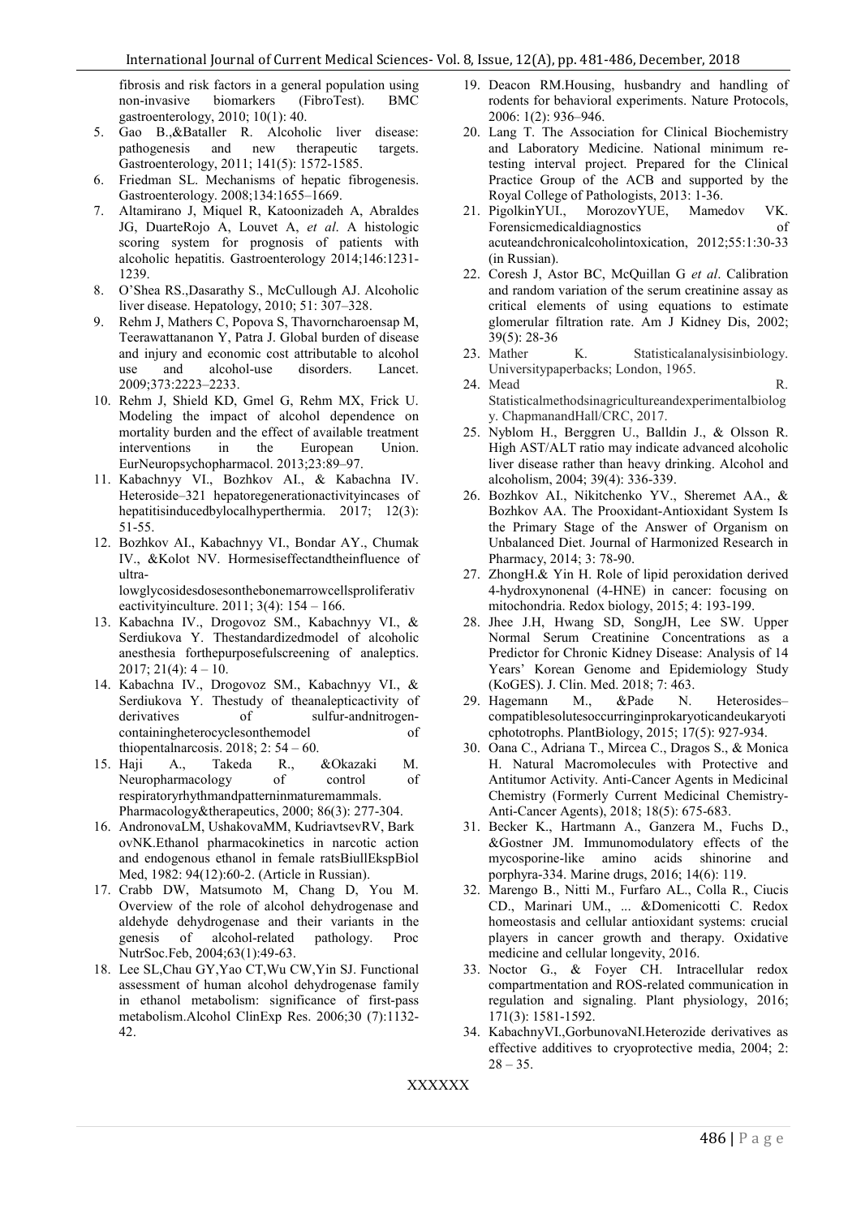fibrosis and risk factors in a general population using non-invasive biomarkers (FibroTest). BMC gastroenterology, 2010; 10(1): 40.

5. Gao B.,&Bataller R. Alcoholic liver disease: pathogenesis and new therapeutic targets. Gastroenterology, 2011; 141(5): 1572-1585.
6. Friedman SL. Mechanisms of hepatic fibrogenesis. Gastroenterology. 2008;134:1655–1669.
7. Altamirano J, Miquel R, Katoonizadeh A, Abraldes JG, DuarteRojo A, Louvet A, *et al*. A histologic scoring system for prognosis of patients with alcoholic hepatitis. Gastroenterology 2014;146:1231-1239.
8. O'Shea RS.,Dasarathy S., McCullough AJ. Alcoholic liver disease. Hepatology, 2010; 51: 307–328.
9. Rehm J, Mathers C, Popova S, Thavorncharoensap M, Teerawattananon Y, Patra J. Global burden of disease and injury and economic cost attributable to alcohol use and alcohol-use disorders. Lancet. 2009;373:2223–2233.
10. Rehm J, Shield KD, Gmel G, Rehm MX, Frick U. Modeling the impact of alcohol dependence on mortality burden and the effect of available treatment interventions in the European Union. EurNeuropsychopharmacol. 2013;23:89–97.
11. Kabachnyy VI., Bozhkov AI., & Kabachna IV. Heteroside–321 hepatoregenerationactivityincases of hepatitisinducedbylocalhyperthermia. 2017; 12(3): 51-55.
12. Bozhkov AI., Kabachnyy VI., Bondar AY., Chumak IV., &Kolot NV. Hormesiseffectandtheinfluence of ultra-lowglycosidesdosesonthebonemarrowcellsproliferativeactivityinculture. 2011; 3(4): 154 – 166.
13. Kabachna IV., Drogovoz SM., Kabachnyy VI., & Serdiukova Y. Thestandardizedmodel of alcoholic anesthesia forthepurposefulscreening of analeptics. 2017; 21(4): 4 – 10.
14. Kabachna IV., Drogovoz SM., Kabachnyy VI., & Serdiukova Y. Thestudy of theanalepticactivity of derivatives of sulfur-andnitrogen-containingheterocyclesonthemodel of thiopentalnarcosis. 2018; 2: 54 – 60.
15. Haji A., Takeda R., &Okazaki M. Neuropharmacology of control of respiratoryrhythmandpatterninmaturemammals. Pharmacology&therapeutics, 2000; 86(3): 277-304.
16. AndronovaLM, UshakovaMM, KudriavtsevRV, BarkovNK.Ethanol pharmacokinetics in narcotic action and endogenous ethanol in female ratsBiullEkspBiol Med, 1982: 94(12):60-2. (Article in Russian).
17. Crabb DW, Matsumoto M, Chang D, You M. Overview of the role of alcohol dehydrogenase and aldehyde dehydrogenase and their variants in the genesis of alcohol-related pathology. Proc NutrSoc.Feb, 2004;63(1):49-63.
18. Lee SL,Chau GY,Yao CT,Wu CW,Yin SJ. Functional assessment of human alcohol dehydrogenase family in ethanol metabolism: significance of first-pass metabolism.Alcohol ClinExp Res. 2006;30 (7):1132-42.
19. Deacon RM.Housing, husbandry and handling of rodents for behavioral experiments. Nature Protocols, 2006: 1(2): 936–946.
20. Lang T. The Association for Clinical Biochemistry and Laboratory Medicine. National minimum re-testing interval project. Prepared for the Clinical Practice Group of the ACB and supported by the Royal College of Pathologists, 2013: 1-36.
21. PigolkinYUI., MorozovYUE, Mamedov VK. Forensicmedicaldiagnostics of acuteandchronicalcoholintoxication, 2012;55:1:30-33 (in Russian).
22. Coresh J, Astor BC, McQuillan G *et al*. Calibration and random variation of the serum creatinine assay as critical elements of using equations to estimate glomerular filtration rate. Am J Kidney Dis, 2002; 39(5): 28-36
23. Mather K. Statisticalanalysisinbiology. Universitypaperbacks; London, 1965.
24. Mead R. Statisticalmethodsinagricultureandexperimentalbiology. ChapmanandHall/CRC, 2017.
25. Nyblom H., Berggren U., Balldin J., & Olsson R. High AST/ALT ratio may indicate advanced alcoholic liver disease rather than heavy drinking. Alcohol and alcoholism, 2004; 39(4): 336-339.
26. Bozhkov AI., Nikitchenko YV., Sheremet AA., & Bozhkov AA. The Prooxidant-Antioxidant System Is the Primary Stage of the Answer of Organism on Unbalanced Diet. Journal of Harmonized Research in Pharmacy, 2014; 3: 78-90.
27. ZhongH.& Yin H. Role of lipid peroxidation derived 4-hydroxynonenal (4-HNE) in cancer: focusing on mitochondria. Redox biology, 2015; 4: 193-199.
28. Jhee J.H, Hwang SD, SongJH, Lee SW. Upper Normal Serum Creatinine Concentrations as a Predictor for Chronic Kidney Disease: Analysis of 14 Years' Korean Genome and Epidemiology Study (KoGES). J. Clin. Med. 2018; 7: 463.
29. Hagemann M., &Pade N. Heterosides–compatiblesolutesoccurringinprokaryoticandeukaryoticphototrophs. PlantBiology, 2015; 17(5): 927-934.
30. Oana C., Adriana T., Mircea C., Dragos S., & Monica H. Natural Macromolecules with Protective and Antitumor Activity. Anti-Cancer Agents in Medicinal Chemistry (Formerly Current Medicinal Chemistry-Anti-Cancer Agents), 2018; 18(5): 675-683.
31. Becker K., Hartmann A., Ganzera M., Fuchs D., &Gostner JM. Immunomodulatory effects of the mycosporine-like amino acids shinorine and porphyra-334. Marine drugs, 2016; 14(6): 119.
32. Marengo B., Nitti M., Furfaro AL., Colla R., Ciucis CD., Marinari UM., ... &Domenicotti C. Redox homeostasis and cellular antioxidant systems: crucial players in cancer growth and therapy. Oxidative medicine and cellular longevity, 2016.
33. Noctor G., & Foyer CH. Intracellular redox compartmentation and ROS-related communication in regulation and signaling. Plant physiology, 2016; 171(3): 1581-1592.
34. KabachnyVI.,GorbunovaNI.Heterozide derivatives as effective additives to cryoprotective media, 2004; 2: 28 – 35.

XXXXXX